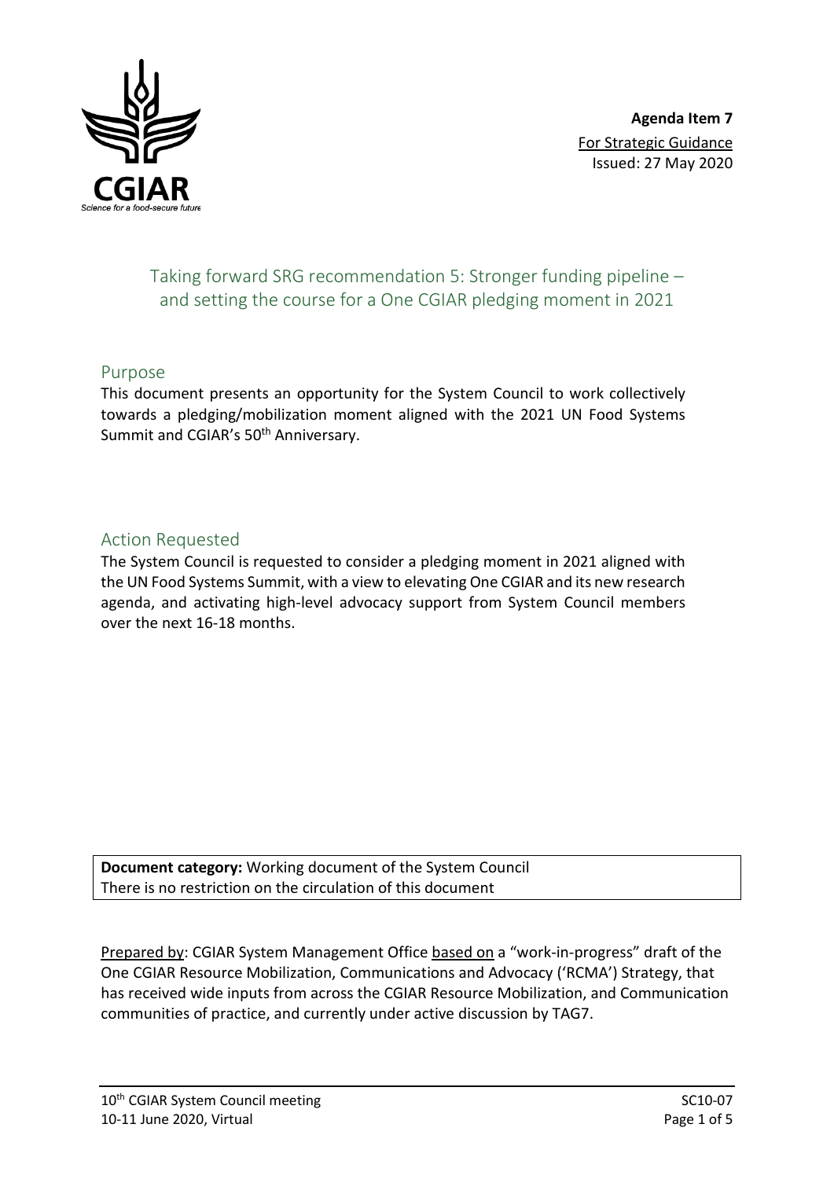**Agenda Item 7**
For Strategic Guidance
Issued: 27 May 2020

# Taking forward SRG recommendation 5: Stronger funding pipeline – and setting the course for a One CGIAR pledging moment in 2021

## Purpose

This document presents an opportunity for the System Council to work collectively towards a pledging/mobilization moment aligned with the 2021 UN Food Systems Summit and CGIAR's 50th Anniversary.

## Action Requested

The System Council is requested to consider a pledging moment in 2021 aligned with the UN Food Systems Summit, with a view to elevating One CGIAR and its new research agenda, and activating high-level advocacy support from System Council members over the next 16-18 months.

**Document category:** Working document of the System Council
There is no restriction on the circulation of this document

Prepared by: CGIAR System Management Office based on a "work-in-progress" draft of the One CGIAR Resource Mobilization, Communications and Advocacy ('RCMA') Strategy, that has received wide inputs from across the CGIAR Resource Mobilization, and Communication communities of practice, and currently under active discussion by TAG7.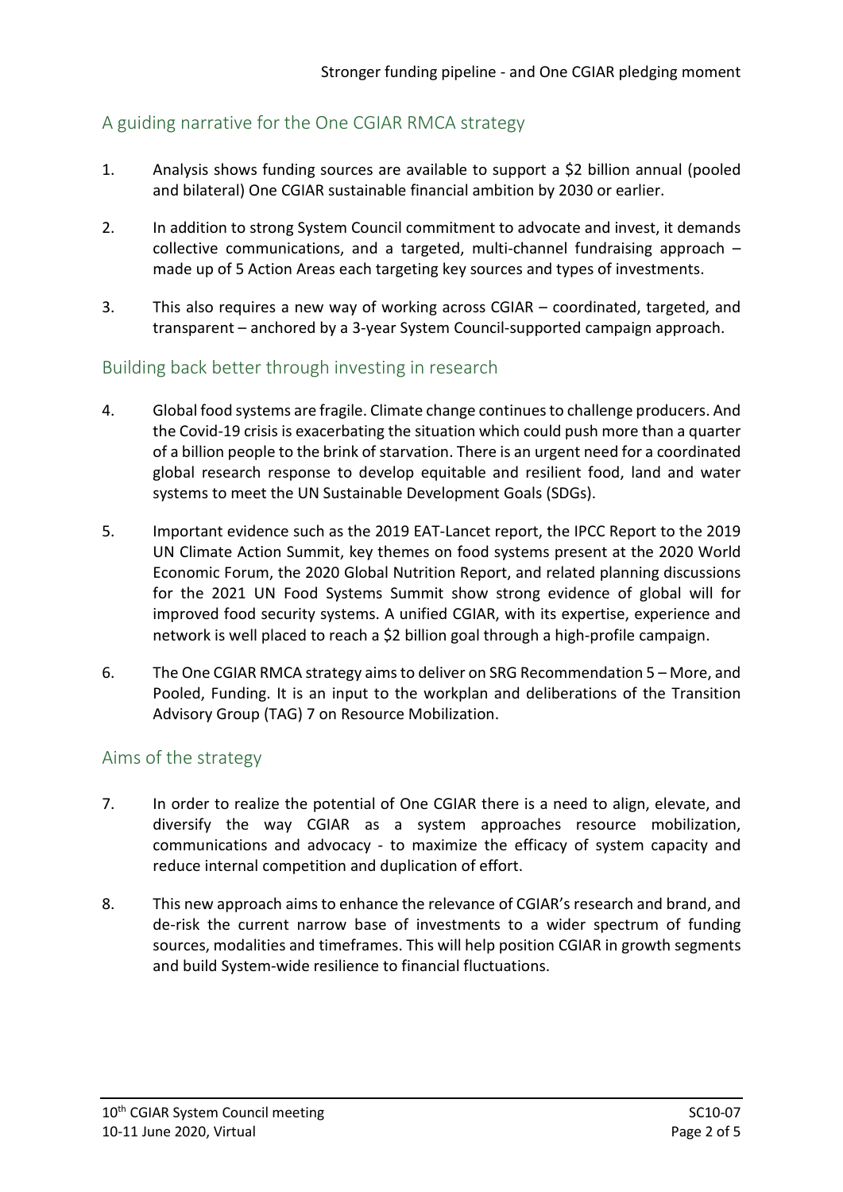## A guiding narrative for the One CGIAR RMCA strategy

1. Analysis shows funding sources are available to support a $2 billion annual (pooled and bilateral) One CGIAR sustainable financial ambition by 2030 or earlier.

2. In addition to strong System Council commitment to advocate and invest, it demands collective communications, and a targeted, multi-channel fundraising approach – made up of 5 Action Areas each targeting key sources and types of investments.

3. This also requires a new way of working across CGIAR – coordinated, targeted, and transparent – anchored by a 3-year System Council-supported campaign approach.

## Building back better through investing in research

4. Global food systems are fragile. Climate change continues to challenge producers. And the Covid-19 crisis is exacerbating the situation which could push more than a quarter of a billion people to the brink of starvation. There is an urgent need for a coordinated global research response to develop equitable and resilient food, land and water systems to meet the UN Sustainable Development Goals (SDGs).

5. Important evidence such as the 2019 EAT-Lancet report, the IPCC Report to the 2019 UN Climate Action Summit, key themes on food systems present at the 2020 World Economic Forum, the 2020 Global Nutrition Report, and related planning discussions for the 2021 UN Food Systems Summit show strong evidence of global will for improved food security systems. A unified CGIAR, with its expertise, experience and network is well placed to reach a $2 billion goal through a high-profile campaign.

6. The One CGIAR RMCA strategy aims to deliver on SRG Recommendation 5 – More, and Pooled, Funding. It is an input to the workplan and deliberations of the Transition Advisory Group (TAG) 7 on Resource Mobilization.

## Aims of the strategy

7. In order to realize the potential of One CGIAR there is a need to align, elevate, and diversify the way CGIAR as a system approaches resource mobilization, communications and advocacy - to maximize the efficacy of system capacity and reduce internal competition and duplication of effort.

8. This new approach aims to enhance the relevance of CGIAR's research and brand, and de-risk the current narrow base of investments to a wider spectrum of funding sources, modalities and timeframes. This will help position CGIAR in growth segments and build System-wide resilience to financial fluctuations.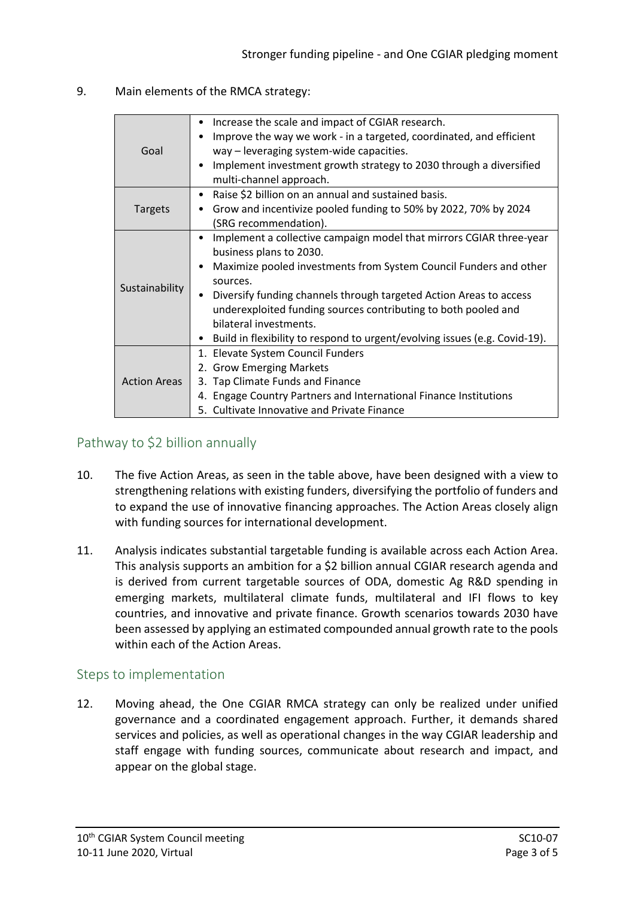9. Main elements of the RMCA strategy:

| | |
|---|---|
| Goal | • Increase the scale and impact of CGIAR research.<br>• Improve the way we work - in a targeted, coordinated, and efficient way – leveraging system-wide capacities.<br>• Implement investment growth strategy to 2030 through a diversified multi-channel approach. |
| Targets | • Raise $2 billion on an annual and sustained basis.<br>• Grow and incentivize pooled funding to 50% by 2022, 70% by 2024 (SRG recommendation). |
| Sustainability | • Implement a collective campaign model that mirrors CGIAR three-year business plans to 2030.<br>• Maximize pooled investments from System Council Funders and other sources.<br>• Diversify funding channels through targeted Action Areas to access underexploited funding sources contributing to both pooled and bilateral investments.<br>• Build in flexibility to respond to urgent/evolving issues (e.g. Covid-19). |
| Action Areas | 1. Elevate System Council Funders<br>2. Grow Emerging Markets<br>3. Tap Climate Funds and Finance<br>4. Engage Country Partners and International Finance Institutions<br>5. Cultivate Innovative and Private Finance |

## Pathway to $2 billion annually

10. The five Action Areas, as seen in the table above, have been designed with a view to strengthening relations with existing funders, diversifying the portfolio of funders and to expand the use of innovative financing approaches. The Action Areas closely align with funding sources for international development.

11. Analysis indicates substantial targetable funding is available across each Action Area. This analysis supports an ambition for a $2 billion annual CGIAR research agenda and is derived from current targetable sources of ODA, domestic Ag R&D spending in emerging markets, multilateral climate funds, multilateral and IFI flows to key countries, and innovative and private finance. Growth scenarios towards 2030 have been assessed by applying an estimated compounded annual growth rate to the pools within each of the Action Areas.

## Steps to implementation

12. Moving ahead, the One CGIAR RMCA strategy can only be realized under unified governance and a coordinated engagement approach. Further, it demands shared services and policies, as well as operational changes in the way CGIAR leadership and staff engage with funding sources, communicate about research and impact, and appear on the global stage.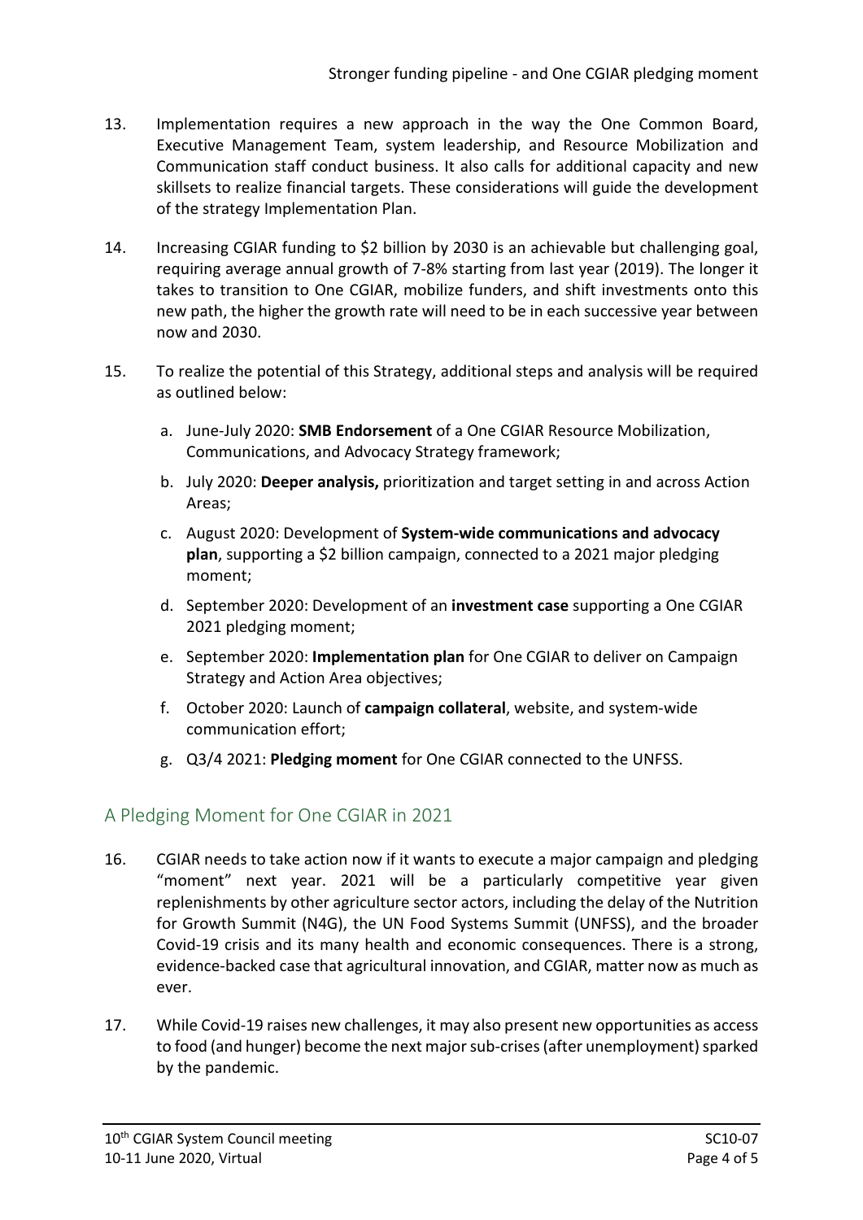13. Implementation requires a new approach in the way the One Common Board, Executive Management Team, system leadership, and Resource Mobilization and Communication staff conduct business. It also calls for additional capacity and new skillsets to realize financial targets. These considerations will guide the development of the strategy Implementation Plan.

14. Increasing CGIAR funding to $2 billion by 2030 is an achievable but challenging goal, requiring average annual growth of 7-8% starting from last year (2019). The longer it takes to transition to One CGIAR, mobilize funders, and shift investments onto this new path, the higher the growth rate will need to be in each successive year between now and 2030.

15. To realize the potential of this Strategy, additional steps and analysis will be required as outlined below:

    a. June-July 2020: **SMB Endorsement** of a One CGIAR Resource Mobilization, Communications, and Advocacy Strategy framework;

    b. July 2020: **Deeper analysis,** prioritization and target setting in and across Action Areas;

    c. August 2020: Development of **System-wide communications and advocacy plan**, supporting a $2 billion campaign, connected to a 2021 major pledging moment;

    d. September 2020: Development of an **investment case** supporting a One CGIAR 2021 pledging moment;

    e. September 2020: **Implementation plan** for One CGIAR to deliver on Campaign Strategy and Action Area objectives;

    f. October 2020: Launch of **campaign collateral**, website, and system-wide communication effort;

    g. Q3/4 2021: **Pledging moment** for One CGIAR connected to the UNFSS.

## A Pledging Moment for One CGIAR in 2021

16. CGIAR needs to take action now if it wants to execute a major campaign and pledging "moment" next year. 2021 will be a particularly competitive year given replenishments by other agriculture sector actors, including the delay of the Nutrition for Growth Summit (N4G), the UN Food Systems Summit (UNFSS), and the broader Covid-19 crisis and its many health and economic consequences. There is a strong, evidence-backed case that agricultural innovation, and CGIAR, matter now as much as ever.

17. While Covid-19 raises new challenges, it may also present new opportunities as access to food (and hunger) become the next major sub-crises (after unemployment) sparked by the pandemic.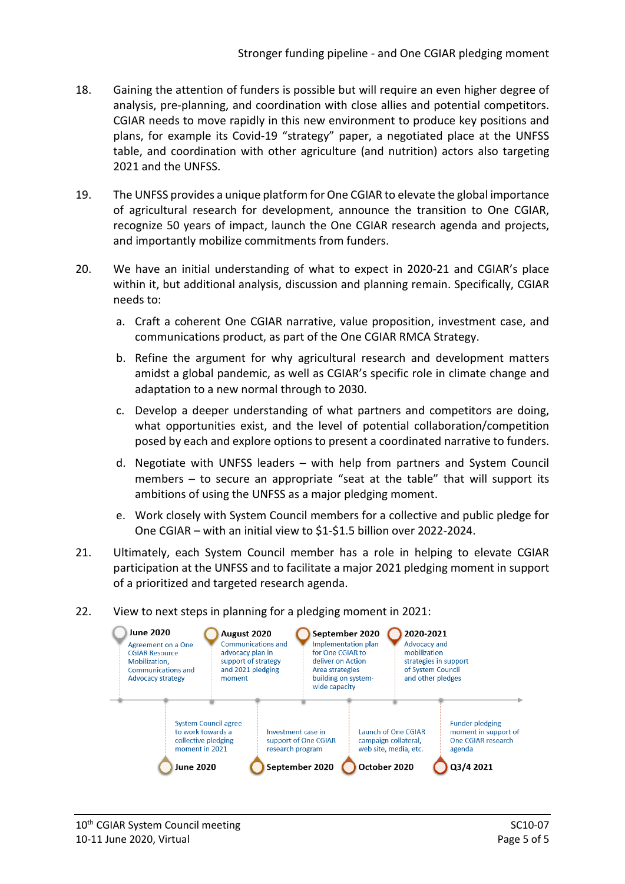18. Gaining the attention of funders is possible but will require an even higher degree of analysis, pre-planning, and coordination with close allies and potential competitors. CGIAR needs to move rapidly in this new environment to produce key positions and plans, for example its Covid-19 "strategy" paper, a negotiated place at the UNFSS table, and coordination with other agriculture (and nutrition) actors also targeting 2021 and the UNFSS.

19. The UNFSS provides a unique platform for One CGIAR to elevate the global importance of agricultural research for development, announce the transition to One CGIAR, recognize 50 years of impact, launch the One CGIAR research agenda and projects, and importantly mobilize commitments from funders.

20. We have an initial understanding of what to expect in 2020-21 and CGIAR's place within it, but additional analysis, discussion and planning remain. Specifically, CGIAR needs to:

    a. Craft a coherent One CGIAR narrative, value proposition, investment case, and communications product, as part of the One CGIAR RMCA Strategy.

    b. Refine the argument for why agricultural research and development matters amidst a global pandemic, as well as CGIAR's specific role in climate change and adaptation to a new normal through to 2030.

    c. Develop a deeper understanding of what partners and competitors are doing, what opportunities exist, and the level of potential collaboration/competition posed by each and explore options to present a coordinated narrative to funders.

    d. Negotiate with UNFSS leaders – with help from partners and System Council members – to secure an appropriate "seat at the table" that will support its ambitions of using the UNFSS as a major pledging moment.

    e. Work closely with System Council members for a collective and public pledge for One CGIAR – with an initial view to \$1-\$1.5 billion over 2022-2024.

21. Ultimately, each System Council member has a role in helping to elevate CGIAR participation at the UNFSS and to facilitate a major 2021 pledging moment in support of a prioritized and targeted research agenda.

22. View to next steps in planning for a pledging moment in 2021:

**June 2020**
Agreement on a One CGIAR Resource Mobilization, Communications and Advocacy strategy

**June 2020**
System Council agree to work towards a collective pledging moment in 2021

**August 2020**
Communications and advocacy plan in support of strategy and 2021 pledging moment

**September 2020**
Investment case in support of One CGIAR research program

**September 2020**
Implementation plan for One CGIAR to deliver on Action Area strategies building on system-wide capacity

**October 2020**
Launch of One CGIAR campaign collateral, web site, media, etc.

**2020-2021**
Advocacy and mobilization strategies in support of System Council and other pledges

**Q3/4 2021**
Funder pledging moment in support of One CGIAR research agenda